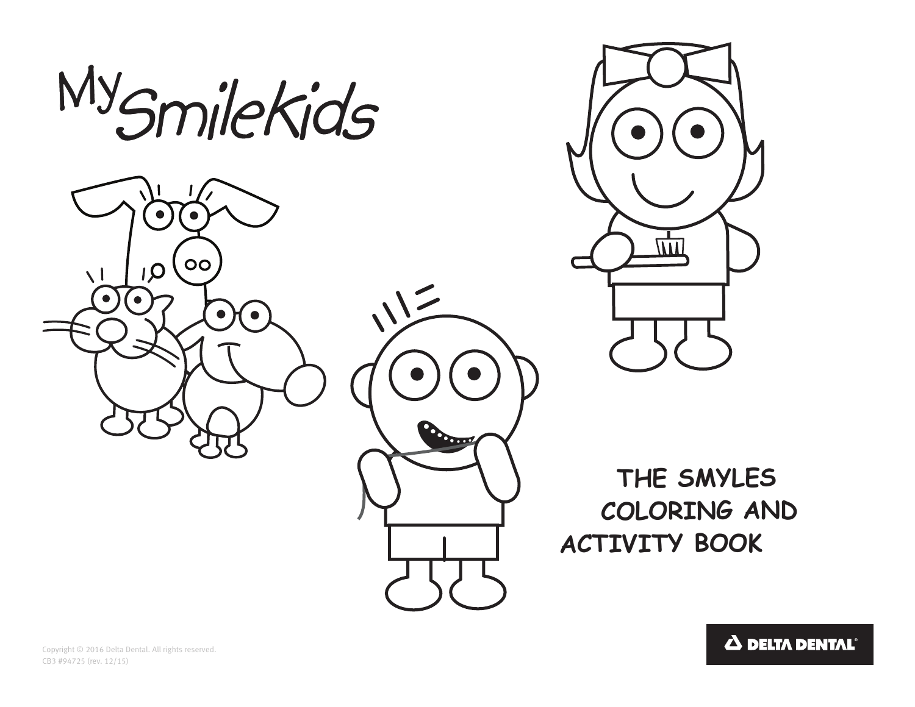# My SmileKids

**THE SMYLES COLORING AND ACTIVITY BOOK**

Copyright © 2016 Delta Dental. All rights reserved.
CB3 #94725 (rev. 12/15)

DELTA DENTAL®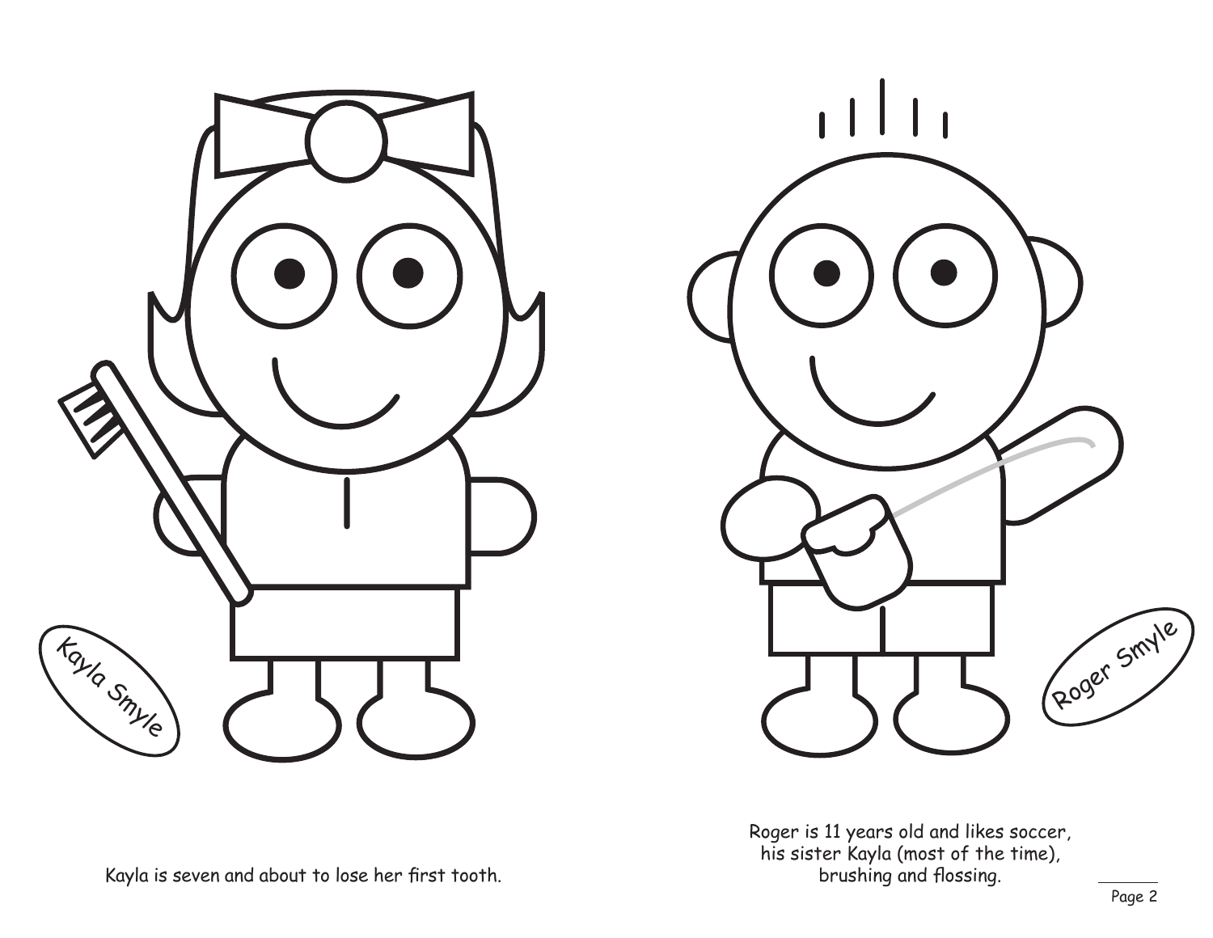Kayla Smyle

Roger Smyle

Kayla is seven and about to lose her first tooth.

Roger is 11 years old and likes soccer, his sister Kayla (most of the time), brushing and flossing.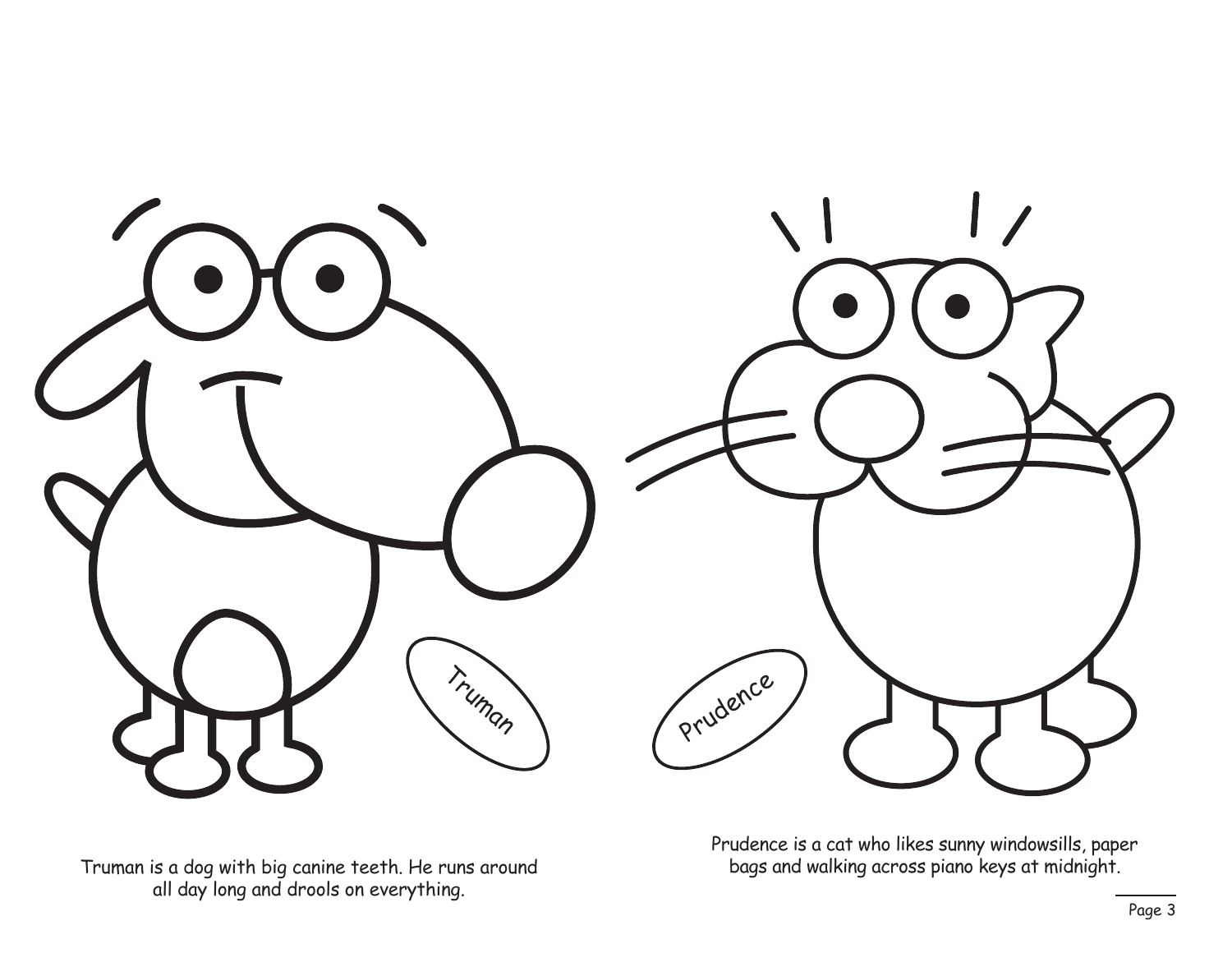Truman

Prudence

Truman is a dog with big canine teeth. He runs around all day long and drools on everything.

Prudence is a cat who likes sunny windowsills, paper bags and walking across piano keys at midnight.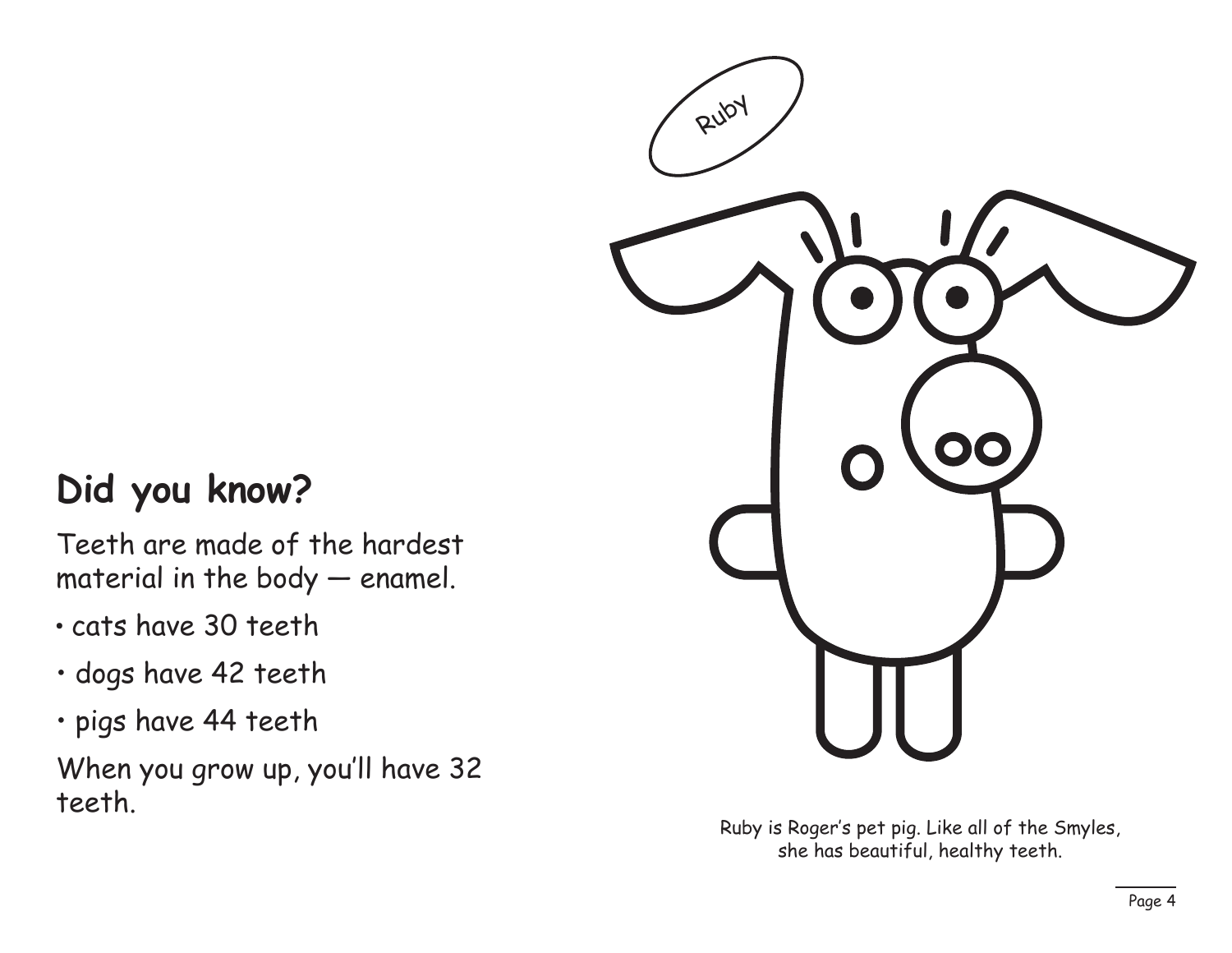## Did you know?

Teeth are made of the hardest material in the body — enamel.

- cats have 30 teeth
- dogs have 42 teeth
- pigs have 44 teeth

When you grow up, you'll have 32 teeth.

Ruby

Ruby is Roger's pet pig. Like all of the Smyles, she has beautiful, healthy teeth.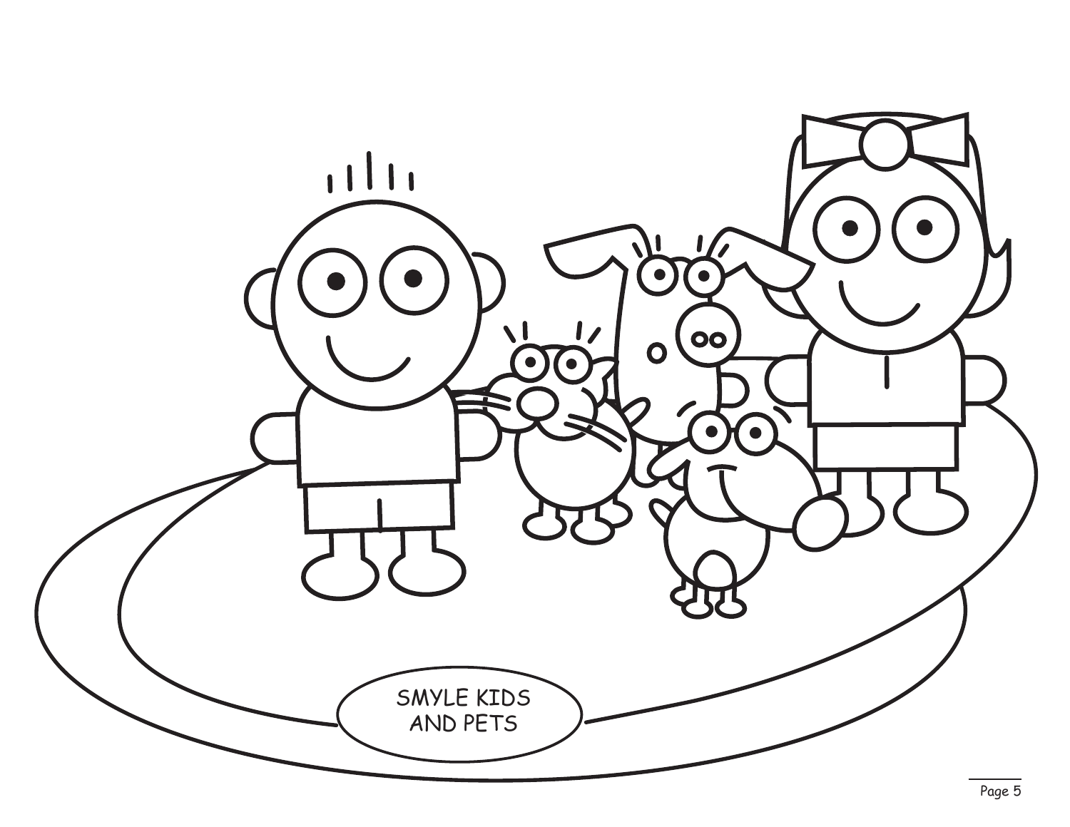SMYLE KIDS
AND PETS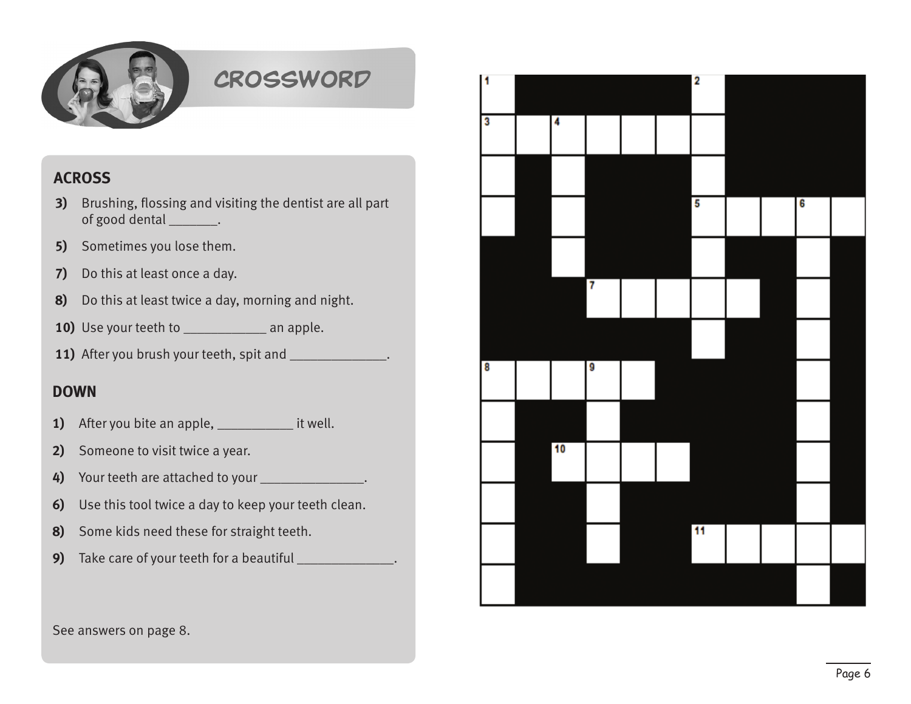# CROSSWORD

## ACROSS

**3)** Brushing, flossing and visiting the dentist are all part of good dental _______.

**5)** Sometimes you lose them.

**7)** Do this at least once a day.

**8)** Do this at least twice a day, morning and night.

**10)** Use your teeth to ___________ an apple.

**11)** After you brush your teeth, spit and _____________.

## DOWN

**1)** After you bite an apple, __________ it well.

**2)** Someone to visit twice a year.

**4)** Your teeth are attached to your ______________.

**6)** Use this tool twice a day to keep your teeth clean.

**8)** Some kids need these for straight teeth.

**9)** Take care of your teeth for a beautiful _____________.

See answers on page 8.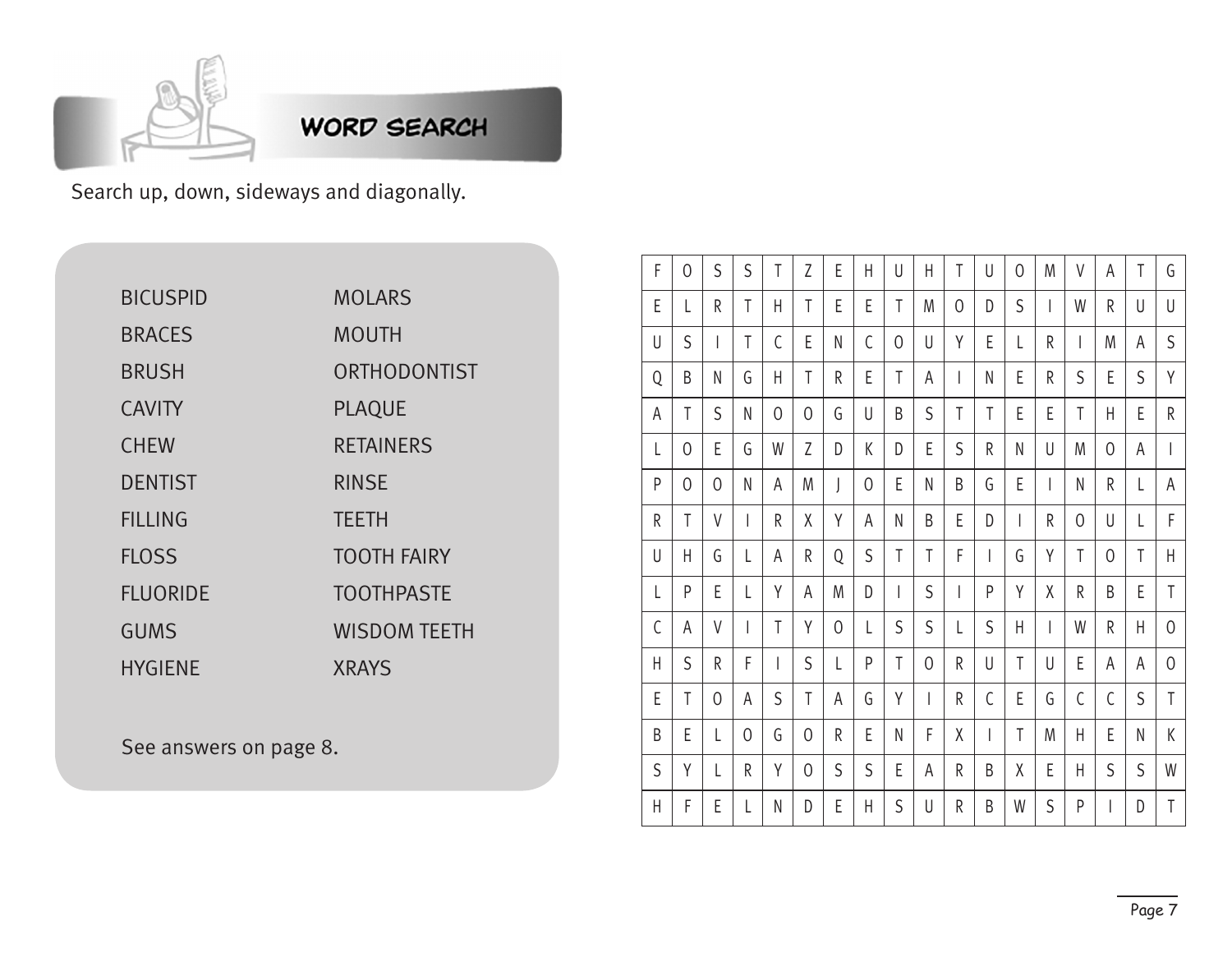## WORD SEARCH

Search up, down, sideways and diagonally.

| | |
|---|---|
| BICUSPID | MOLARS |
| BRACES | MOUTH |
| BRUSH | ORTHODONTIST |
| CAVITY | PLAQUE |
| CHEW | RETAINERS |
| DENTIST | RINSE |
| FILLING | TEETH |
| FLOSS | TOOTH FAIRY |
| FLUORIDE | TOOTHPASTE |
| GUMS | WISDOM TEETH |
| HYGIENE | XRAYS |

See answers on page 8.

| | | | | | | | | | | | | | | | | | |
|---|---|---|---|---|---|---|---|---|---|---|---|---|---|---|---|---|---|
| F | O | S | S | T | Z | E | H | U | H | T | U | O | M | V | A | T | G |
| E | L | R | T | H | T | E | E | T | M | O | D | S | I | W | R | U | U |
| U | S | I | T | C | E | N | C | O | U | Y | E | L | R | I | M | A | S |
| Q | B | N | G | H | T | R | E | T | A | I | N | E | R | S | E | S | Y |
| A | T | S | N | O | O | G | U | B | S | T | T | E | E | T | H | E | R |
| L | O | E | G | W | Z | D | K | D | E | S | R | N | U | M | O | A | I |
| P | O | O | N | A | M | J | O | E | N | B | G | E | I | N | R | L | A |
| R | T | V | I | R | X | Y | A | N | B | E | D | I | R | O | U | L | F |
| U | H | G | L | A | R | Q | S | T | T | F | I | G | Y | T | O | T | H |
| L | P | E | L | Y | A | M | D | I | S | I | P | Y | X | R | B | E | T |
| C | A | V | I | T | Y | O | L | S | S | L | S | H | I | W | R | H | O |
| H | S | R | F | I | S | L | P | T | O | R | U | T | U | E | A | A | O |
| E | T | O | A | S | T | A | G | Y | I | R | C | E | G | C | C | S | T |
| B | E | L | O | G | O | R | E | N | F | X | I | T | M | H | E | N | K |
| S | Y | L | R | Y | O | S | S | E | A | R | B | X | E | H | S | S | W |
| H | F | E | L | N | D | E | H | S | U | R | B | W | S | P | I | D | T |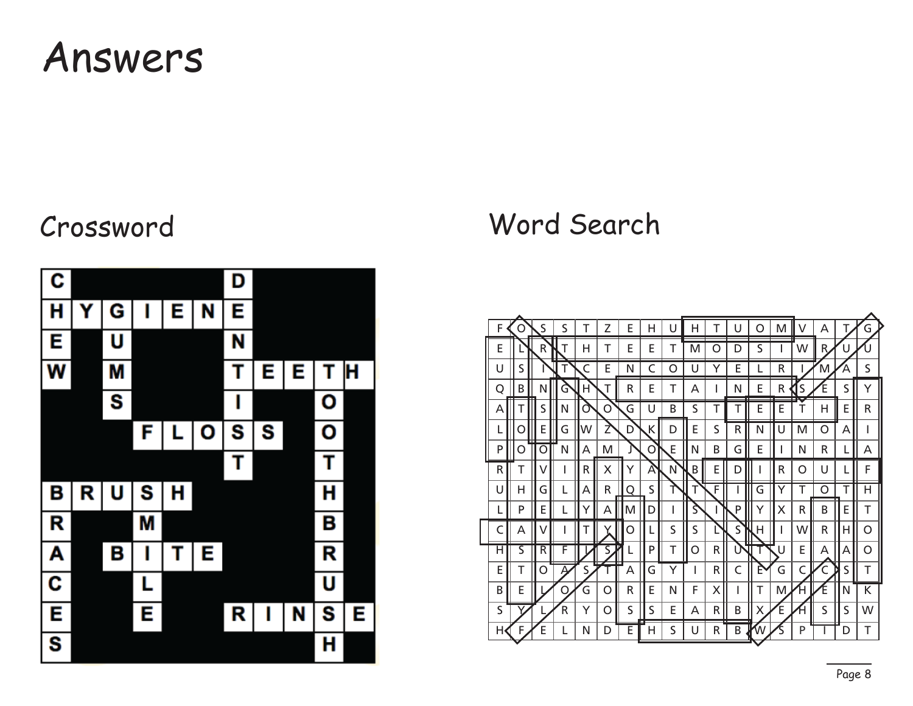# Answers

## Crossword

| | | | | | | | | | | |
|---|---|---|---|---|---|---|---|---|---|---|
| C | | | | | | D | | | | |
| H | Y | G | I | E | N | E | | | | |
| E | | U | | | | N | | | | |
| W | | M | | | | T | E | E | T | H |
| | | S | | | | I | | | O | |
| | | | F | L | O | S | S | | O | |
| | | | | | | T | | | T | |
| B | R | U | S | H | | | | | H | |
| R | | | M | | | | | | B | |
| A | | B | I | T | E | | | | R | |
| C | | | L | | | | | | U | |
| E | | | E | | | R | I | N | S | E |
| S | | | | | | | | | H | |

## Word Search

| | | | | | | | | | | | | | | | | | |
|---|---|---|---|---|---|---|---|---|---|---|---|---|---|---|---|---|---|
| F | O | S | S | T | Z | E | H | U | H | T | U | O | M | V | A | T | G |
| E | L | R | T | H | T | E | E | T | M | O | D | S | I | W | R | U | U |
| U | S | I | T | C | E | N | C | O | U | Y | E | L | R | I | M | A | S |
| Q | B | N | G | H | T | R | E | T | A | I | N | E | R | S | E | S | Y |
| A | T | S | N | O | O | G | U | B | S | T | T | E | E | T | H | E | R |
| L | O | E | G | W | Z | D | K | D | E | S | R | N | U | M | O | A | I |
| P | O | O | N | A | M | J | O | E | N | B | G | E | I | N | R | L | A |
| R | T | V | I | R | X | Y | A | N | B | E | D | I | R | O | U | L | F |
| U | H | G | L | A | R | Q | S | T | T | F | I | G | Y | T | O | T | H |
| L | P | E | L | Y | A | M | D | I | S | I | P | Y | X | R | B | E | T |
| C | A | V | I | T | Y | O | L | S | S | L | S | H | I | W | R | H | O |
| H | S | R | F | I | S | L | P | T | O | R | U | T | U | E | A | A | O |
| E | T | O | A | S | T | A | G | Y | I | R | C | E | G | C | C | S | T |
| B | E | L | O | G | O | R | E | N | F | X | I | T | M | H | E | N | K |
| S | Y | L | R | Y | O | S | S | E | A | R | B | X | E | H | S | S | W |
| H | F | E | L | N | D | E | H | S | U | R | B | W | S | P | I | D | T |